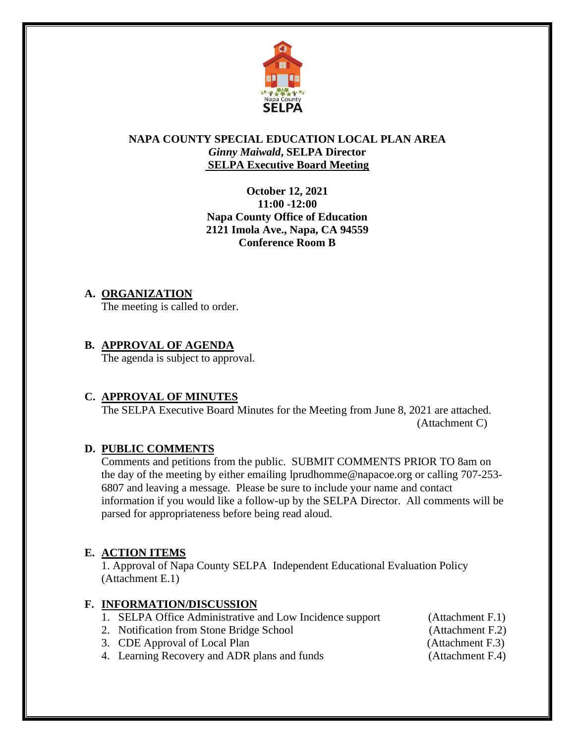# NAPA COUNTY SPECIAL EDUCATION LOCAL PLAN AREA

***Ginny Maiwald*, SELPA Director**

**SELPA Executive Board Meeting**

**October 12, 2021**
**11:00 -12:00**
**Napa County Office of Education**
**2121 Imola Ave., Napa, CA 94559**
**Conference Room B**

## A. ORGANIZATION

The meeting is called to order.

## B. APPROVAL OF AGENDA

The agenda is subject to approval.

## C. APPROVAL OF MINUTES

The SELPA Executive Board Minutes for the Meeting from June 8, 2021 are attached. (Attachment C)

## D. PUBLIC COMMENTS

Comments and petitions from the public. SUBMIT COMMENTS PRIOR TO 8am on the day of the meeting by either emailing lprudhomme@napacoe.org or calling 707-253-6807 and leaving a message. Please be sure to include your name and contact information if you would like a follow-up by the SELPA Director. All comments will be parsed for appropriateness before being read aloud.

## E. ACTION ITEMS

1. Approval of Napa County SELPA Independent Educational Evaluation Policy (Attachment E.1)

## F. INFORMATION/DISCUSSION

1. SELPA Office Administrative and Low Incidence support (Attachment F.1)
2. Notification from Stone Bridge School (Attachment F.2)
3. CDE Approval of Local Plan (Attachment F.3)
4. Learning Recovery and ADR plans and funds (Attachment F.4)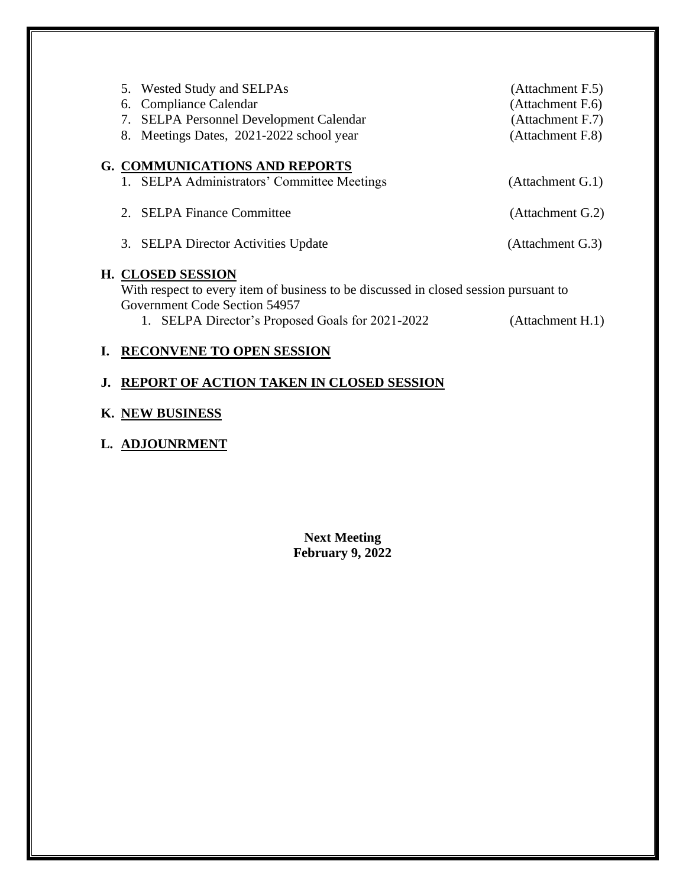5. Wested Study and SELPAs (Attachment F.5)
6. Compliance Calendar (Attachment F.6)
7. SELPA Personnel Development Calendar (Attachment F.7)
8. Meetings Dates, 2021-2022 school year (Attachment F.8)

## G. COMMUNICATIONS AND REPORTS

1. SELPA Administrators' Committee Meetings (Attachment G.1)
2. SELPA Finance Committee (Attachment G.2)
3. SELPA Director Activities Update (Attachment G.3)

## H. CLOSED SESSION

With respect to every item of business to be discussed in closed session pursuant to Government Code Section 54957

1. SELPA Director's Proposed Goals for 2021-2022 (Attachment H.1)

## I. RECONVENE TO OPEN SESSION

## J. REPORT OF ACTION TAKEN IN CLOSED SESSION

## K. NEW BUSINESS

## L. ADJOUNRMENT

**Next Meeting**
**February 9, 2022**